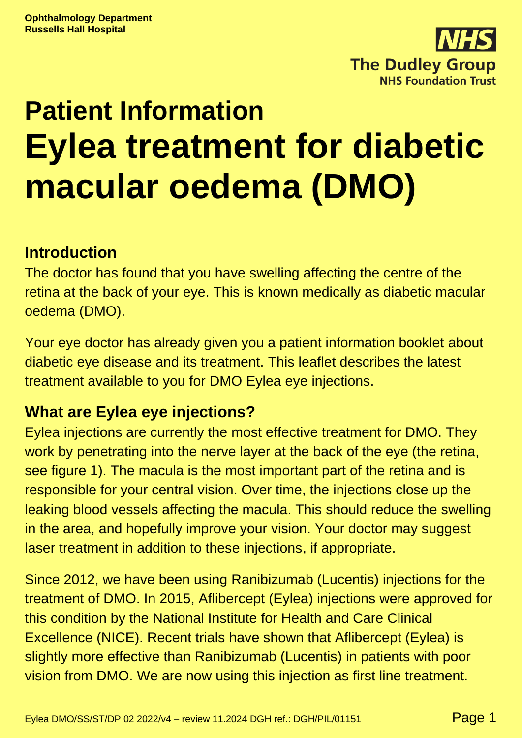Ophthalmology Department
Russells Hall Hospital

# Patient Information

# Eylea treatment for diabetic macular oedema (DMO)

## Introduction

The doctor has found that you have swelling affecting the centre of the retina at the back of your eye. This is known medically as diabetic macular oedema (DMO).

Your eye doctor has already given you a patient information booklet about diabetic eye disease and its treatment. This leaflet describes the latest treatment available to you for DMO Eylea eye injections.

## What are Eylea eye injections?

Eylea injections are currently the most effective treatment for DMO. They work by penetrating into the nerve layer at the back of the eye (the retina, see figure 1). The macula is the most important part of the retina and is responsible for your central vision. Over time, the injections close up the leaking blood vessels affecting the macula. This should reduce the swelling in the area, and hopefully improve your vision. Your doctor may suggest laser treatment in addition to these injections, if appropriate.

Since 2012, we have been using Ranibizumab (Lucentis) injections for the treatment of DMO. In 2015, Aflibercept (Eylea) injections were approved for this condition by the National Institute for Health and Care Clinical Excellence (NICE). Recent trials have shown that Aflibercept (Eylea) is slightly more effective than Ranibizumab (Lucentis) in patients with poor vision from DMO. We are now using this injection as first line treatment.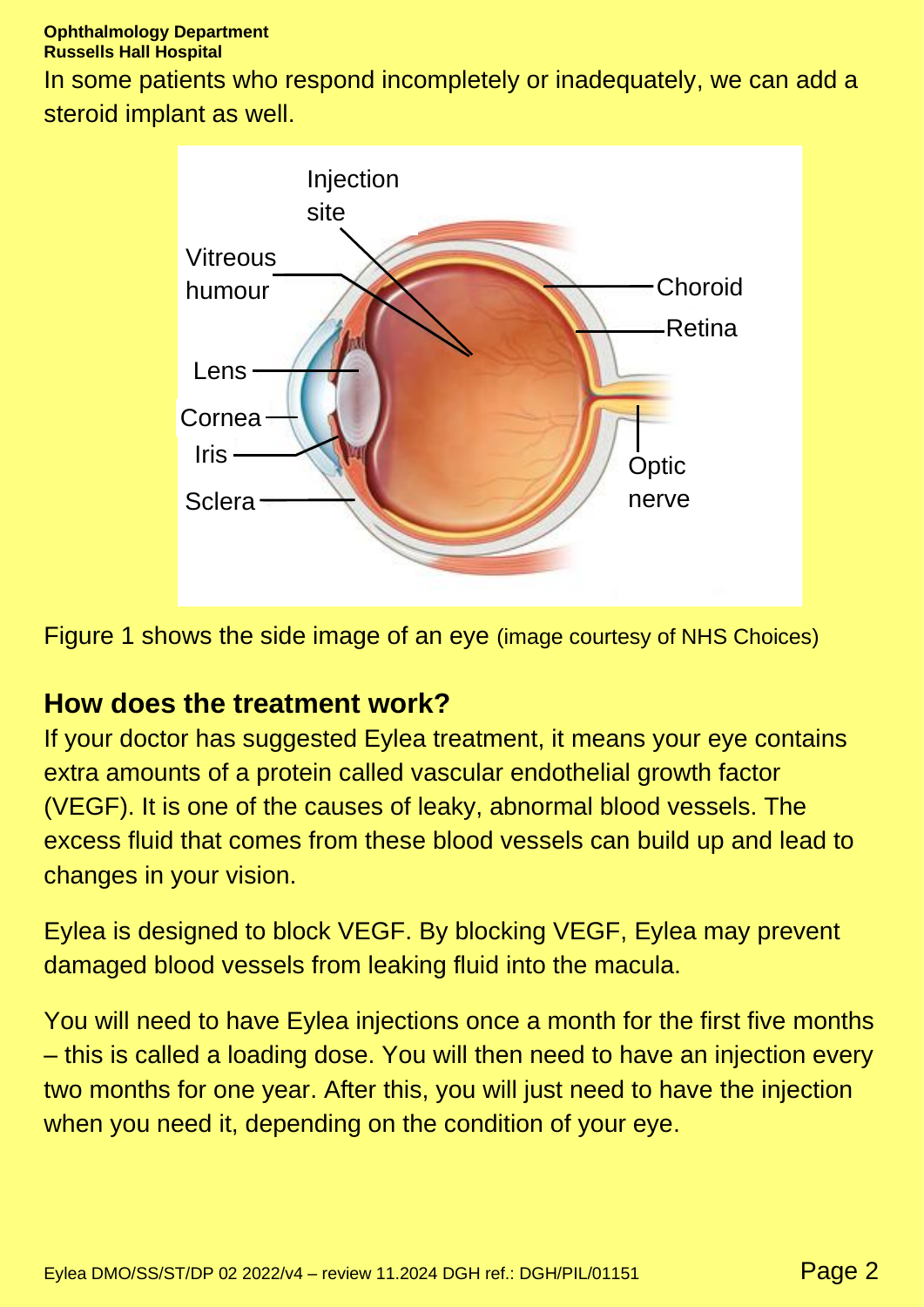In some patients who respond incompletely or inadequately, we can add a steroid implant as well.

Figure 1 shows the side image of an eye (image courtesy of NHS Choices)

## How does the treatment work?

If your doctor has suggested Eylea treatment, it means your eye contains extra amounts of a protein called vascular endothelial growth factor (VEGF). It is one of the causes of leaky, abnormal blood vessels. The excess fluid that comes from these blood vessels can build up and lead to changes in your vision.

Eylea is designed to block VEGF. By blocking VEGF, Eylea may prevent damaged blood vessels from leaking fluid into the macula.

You will need to have Eylea injections once a month for the first five months – this is called a loading dose. You will then need to have an injection every two months for one year. After this, you will just need to have the injection when you need it, depending on the condition of your eye.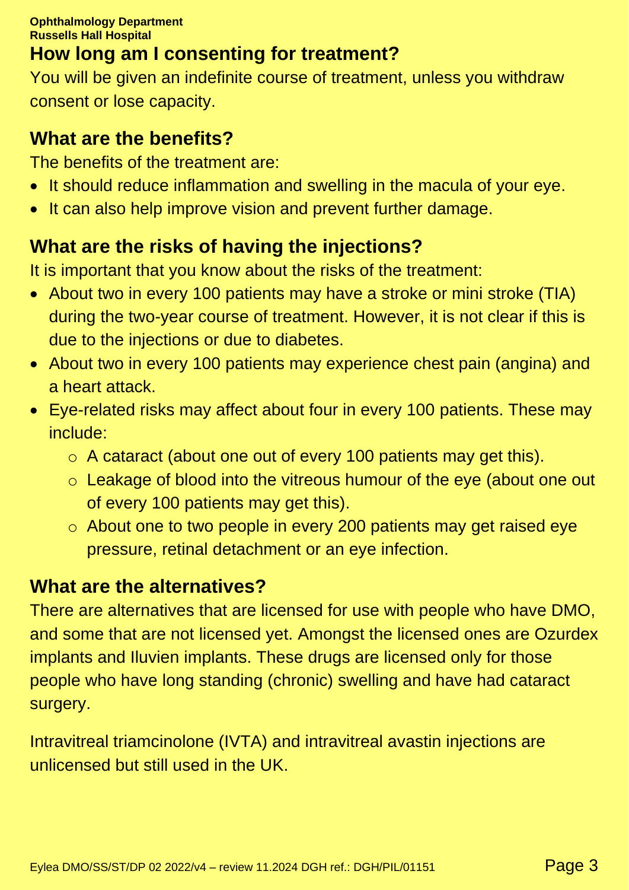## How long am I consenting for treatment?

You will be given an indefinite course of treatment, unless you withdraw consent or lose capacity.

## What are the benefits?

The benefits of the treatment are:

- It should reduce inflammation and swelling in the macula of your eye.
- It can also help improve vision and prevent further damage.

## What are the risks of having the injections?

It is important that you know about the risks of the treatment:

- About two in every 100 patients may have a stroke or mini stroke (TIA) during the two-year course of treatment. However, it is not clear if this is due to the injections or due to diabetes.
- About two in every 100 patients may experience chest pain (angina) and a heart attack.
- Eye-related risks may affect about four in every 100 patients. These may include:
  - A cataract (about one out of every 100 patients may get this).
  - Leakage of blood into the vitreous humour of the eye (about one out of every 100 patients may get this).
  - About one to two people in every 200 patients may get raised eye pressure, retinal detachment or an eye infection.

## What are the alternatives?

There are alternatives that are licensed for use with people who have DMO, and some that are not licensed yet. Amongst the licensed ones are Ozurdex implants and Iluvien implants. These drugs are licensed only for those people who have long standing (chronic) swelling and have had cataract surgery.

Intravitreal triamcinolone (IVTA) and intravitreal avastin injections are unlicensed but still used in the UK.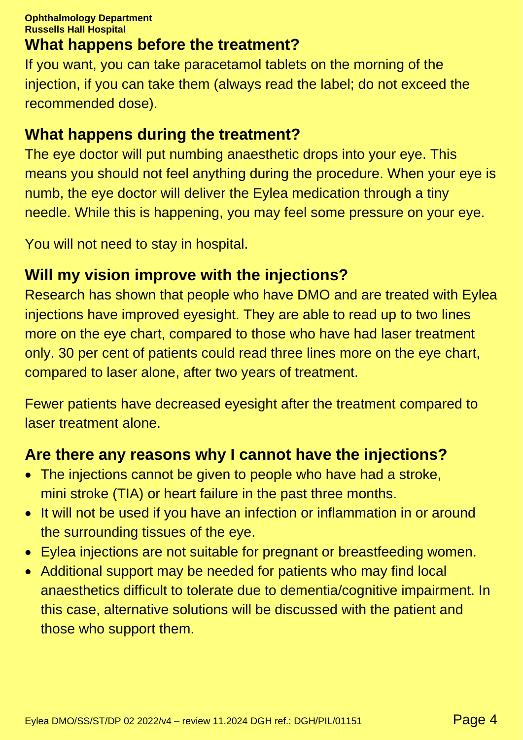## What happens before the treatment?

If you want, you can take paracetamol tablets on the morning of the injection, if you can take them (always read the label; do not exceed the recommended dose).

## What happens during the treatment?

The eye doctor will put numbing anaesthetic drops into your eye. This means you should not feel anything during the procedure. When your eye is numb, the eye doctor will deliver the Eylea medication through a tiny needle. While this is happening, you may feel some pressure on your eye.

You will not need to stay in hospital.

## Will my vision improve with the injections?

Research has shown that people who have DMO and are treated with Eylea injections have improved eyesight. They are able to read up to two lines more on the eye chart, compared to those who have had laser treatment only. 30 per cent of patients could read three lines more on the eye chart, compared to laser alone, after two years of treatment.

Fewer patients have decreased eyesight after the treatment compared to laser treatment alone.

## Are there any reasons why I cannot have the injections?

- The injections cannot be given to people who have had a stroke, mini stroke (TIA) or heart failure in the past three months.
- It will not be used if you have an infection or inflammation in or around the surrounding tissues of the eye.
- Eylea injections are not suitable for pregnant or breastfeeding women.
- Additional support may be needed for patients who may find local anaesthetics difficult to tolerate due to dementia/cognitive impairment. In this case, alternative solutions will be discussed with the patient and those who support them.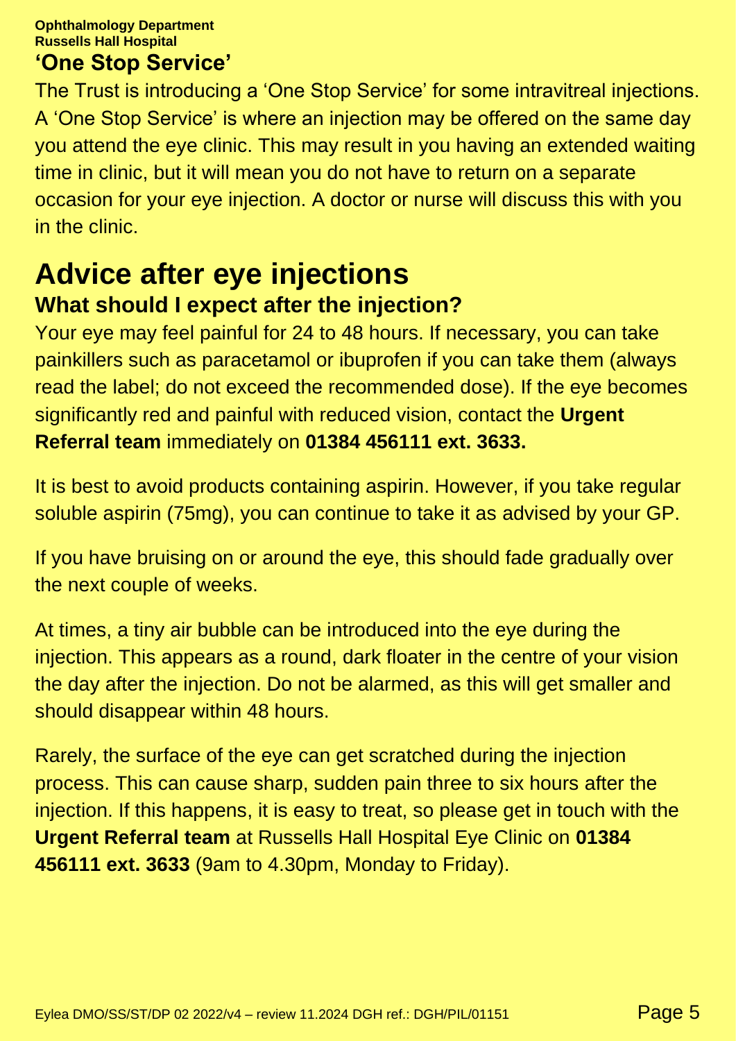## 'One Stop Service'

The Trust is introducing a 'One Stop Service' for some intravitreal injections. A 'One Stop Service' is where an injection may be offered on the same day you attend the eye clinic. This may result in you having an extended waiting time in clinic, but it will mean you do not have to return on a separate occasion for your eye injection. A doctor or nurse will discuss this with you in the clinic.

# Advice after eye injections

### What should I expect after the injection?

Your eye may feel painful for 24 to 48 hours. If necessary, you can take painkillers such as paracetamol or ibuprofen if you can take them (always read the label; do not exceed the recommended dose). If the eye becomes significantly red and painful with reduced vision, contact the **Urgent Referral team** immediately on **01384 456111 ext. 3633.**

It is best to avoid products containing aspirin. However, if you take regular soluble aspirin (75mg), you can continue to take it as advised by your GP.

If you have bruising on or around the eye, this should fade gradually over the next couple of weeks.

At times, a tiny air bubble can be introduced into the eye during the injection. This appears as a round, dark floater in the centre of your vision the day after the injection. Do not be alarmed, as this will get smaller and should disappear within 48 hours.

Rarely, the surface of the eye can get scratched during the injection process. This can cause sharp, sudden pain three to six hours after the injection. If this happens, it is easy to treat, so please get in touch with the **Urgent Referral team** at Russells Hall Hospital Eye Clinic on **01384 456111 ext. 3633** (9am to 4.30pm, Monday to Friday).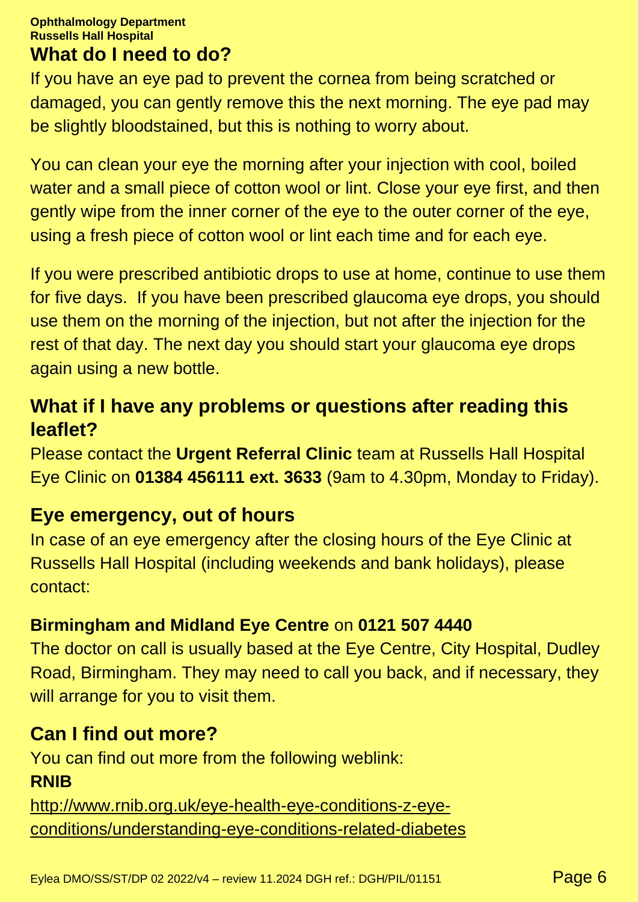## What do I need to do?

If you have an eye pad to prevent the cornea from being scratched or damaged, you can gently remove this the next morning. The eye pad may be slightly bloodstained, but this is nothing to worry about.

You can clean your eye the morning after your injection with cool, boiled water and a small piece of cotton wool or lint. Close your eye first, and then gently wipe from the inner corner of the eye to the outer corner of the eye, using a fresh piece of cotton wool or lint each time and for each eye.

If you were prescribed antibiotic drops to use at home, continue to use them for five days. If you have been prescribed glaucoma eye drops, you should use them on the morning of the injection, but not after the injection for the rest of that day. The next day you should start your glaucoma eye drops again using a new bottle.

## What if I have any problems or questions after reading this leaflet?

Please contact the **Urgent Referral Clinic** team at Russells Hall Hospital Eye Clinic on **01384 456111 ext. 3633** (9am to 4.30pm, Monday to Friday).

## Eye emergency, out of hours

In case of an eye emergency after the closing hours of the Eye Clinic at Russells Hall Hospital (including weekends and bank holidays), please contact:

**Birmingham and Midland Eye Centre** on **0121 507 4440**

The doctor on call is usually based at the Eye Centre, City Hospital, Dudley Road, Birmingham. They may need to call you back, and if necessary, they will arrange for you to visit them.

## Can I find out more?

You can find out more from the following weblink:

**RNIB**

http://www.rnib.org.uk/eye-health-eye-conditions-z-eye-conditions/understanding-eye-conditions-related-diabetes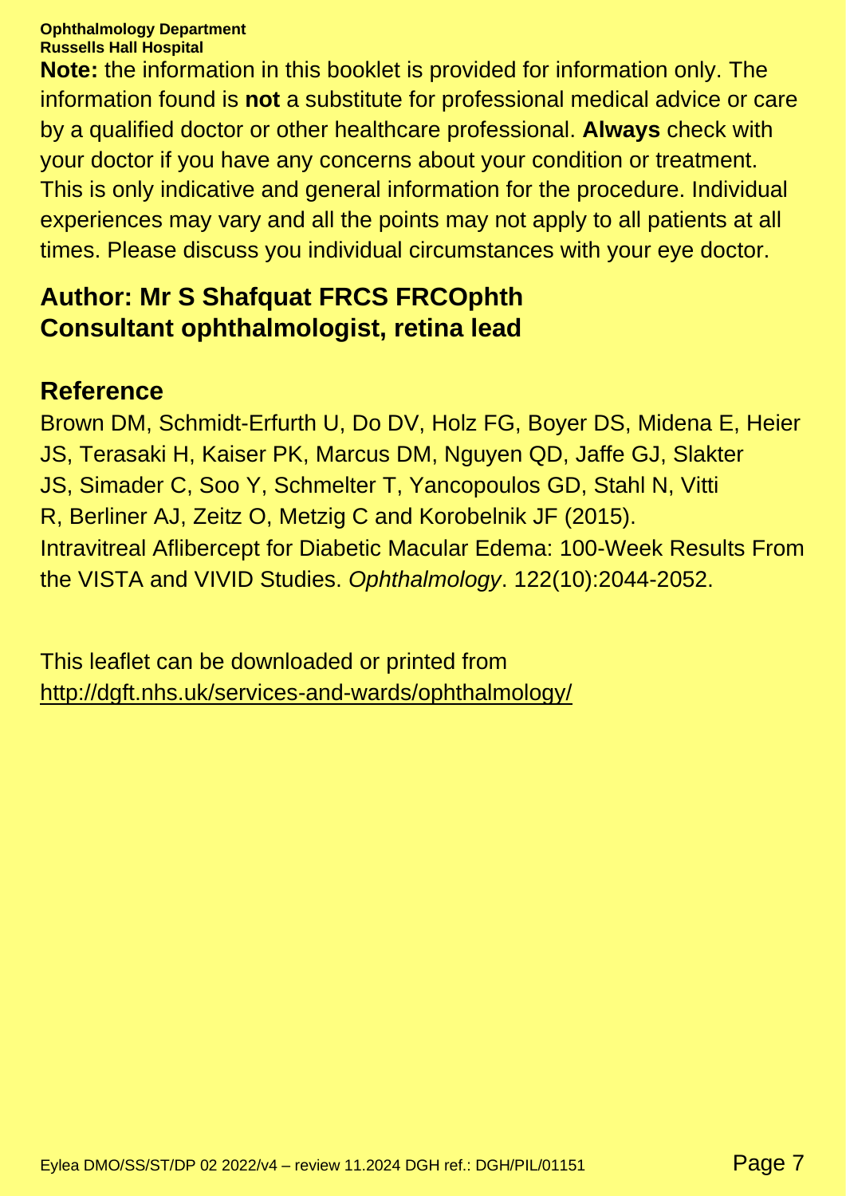**Note:** the information in this booklet is provided for information only. The information found is **not** a substitute for professional medical advice or care by a qualified doctor or other healthcare professional. **Always** check with your doctor if you have any concerns about your condition or treatment. This is only indicative and general information for the procedure. Individual experiences may vary and all the points may not apply to all patients at all times. Please discuss you individual circumstances with your eye doctor.

## Author: Mr S Shafquat FRCS FRCOphth
## Consultant ophthalmologist, retina lead

## Reference

Brown DM, Schmidt-Erfurth U, Do DV, Holz FG, Boyer DS, Midena E, Heier JS, Terasaki H, Kaiser PK, Marcus DM, Nguyen QD, Jaffe GJ, Slakter JS, Simader C, Soo Y, Schmelter T, Yancopoulos GD, Stahl N, Vitti R, Berliner AJ, Zeitz O, Metzig C and Korobelnik JF (2015). Intravitreal Aflibercept for Diabetic Macular Edema: 100-Week Results From the VISTA and VIVID Studies. *Ophthalmology*. 122(10):2044-2052.

This leaflet can be downloaded or printed from http://dgft.nhs.uk/services-and-wards/ophthalmology/

Eylea DMO/SS/ST/DP 02 2022/v4 – review 11.2024 DGH ref.: DGH/PIL/01151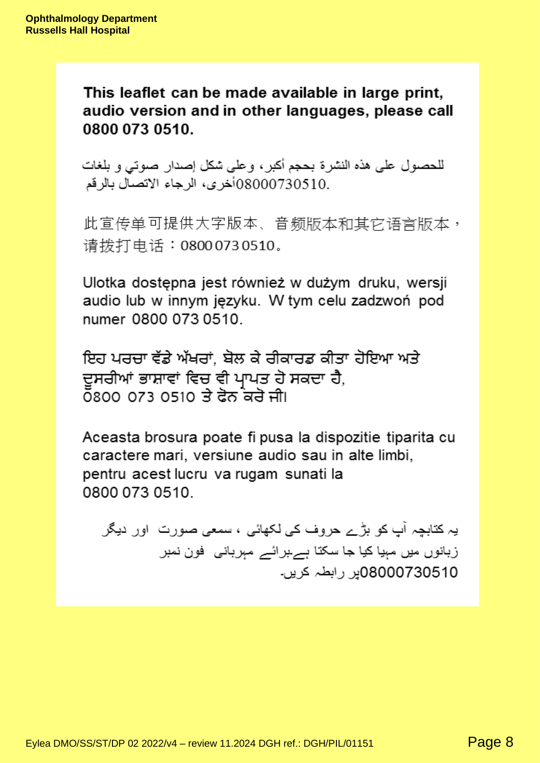**This leaflet can be made available in large print, audio version and in other languages, please call 0800 073 0510.**

للحصول على هذه النشرة بحجم أكبر، وعلى شكل إصدار صوتي و بلغات أخرى، الرجاء الاتصال بالرقم 08000730510.

此宣传单可提供大字版本、音频版本和其它语言版本，请拨打电话：0800 073 0510。

Ulotka dostępna jest również w dużym druku, wersji audio lub w innym języku. W tym celu zadzwoń pod numer 0800 073 0510.

ਇਹ ਪਰਚਾ ਵੱਡੇ ਅੱਖਰਾਂ, ਬੋਲ ਕੇ ਰੀਕਾਰਡ ਕੀਤਾ ਹੋਇਆ ਅਤੇ ਦੂਸਰੀਆਂ ਭਾਸ਼ਾਵਾਂ ਵਿਚ ਵੀ ਪ੍ਰਾਪਤ ਹੋ ਸਕਦਾ ਹੈ, 0800 073 0510 ਤੇ ਫੋਨ ਕਰੋ ਜੀ।

Aceasta brosura poate fi pusa la dispozitie tiparita cu caractere mari, versiune audio sau in alte limbi, pentru acest lucru va rugam sunati la 0800 073 0510.

یہ کتابچہ آپ کو بڑے حروف کی لکھائی ، سمعی صورت اور دیگر زبانوں میں مہیا کیا جا سکتا ہے۔برائے مہربانی فون نمبر 08000730510پر رابطہ کریں۔